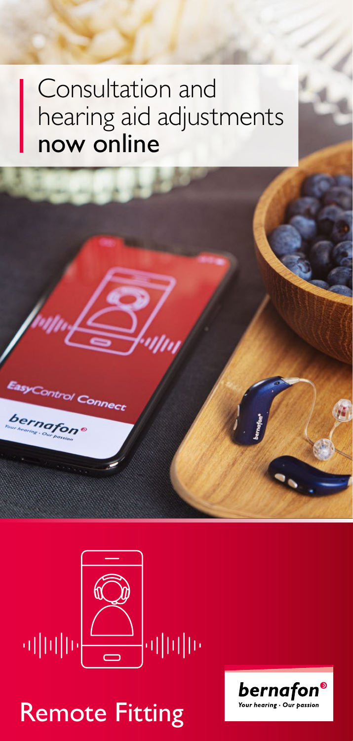# Consultation and hearing aid adjustments **now online**

# Remote Fitting

**bernafon**
*Your hearing · Our passion*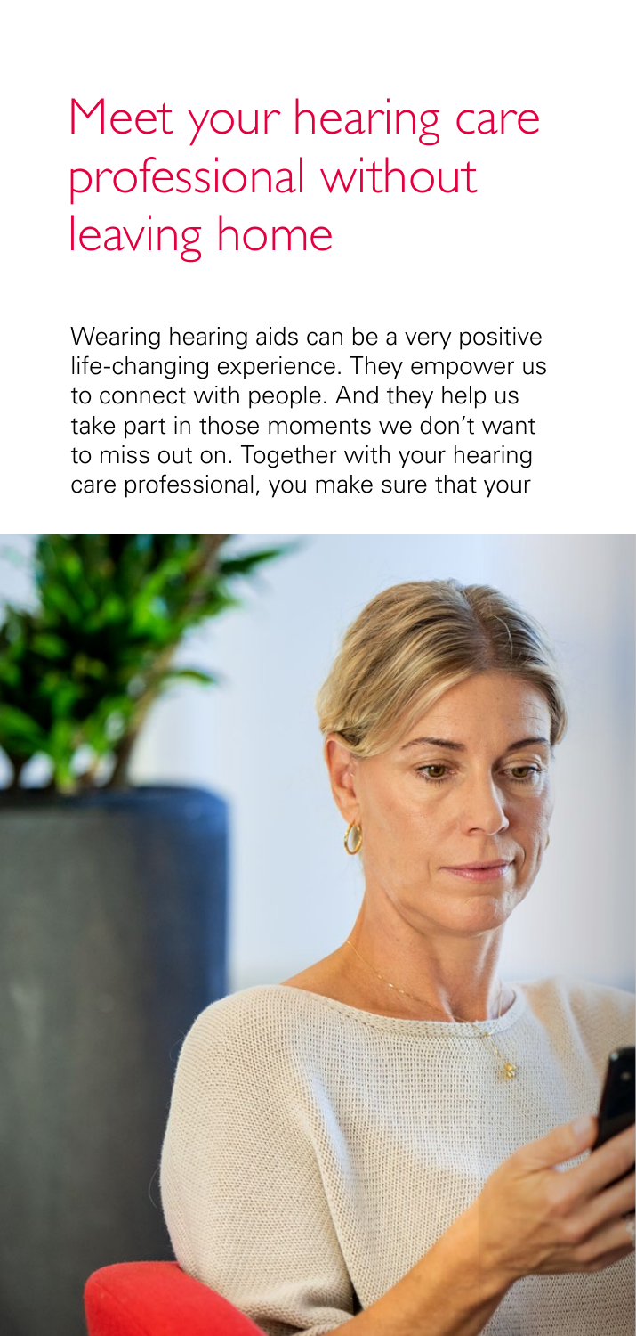# Meet your hearing care professional without leaving home

Wearing hearing aids can be a very positive life-changing experience. They empower us to connect with people. And they help us take part in those moments we don't want to miss out on. Together with your hearing care professional, you make sure that your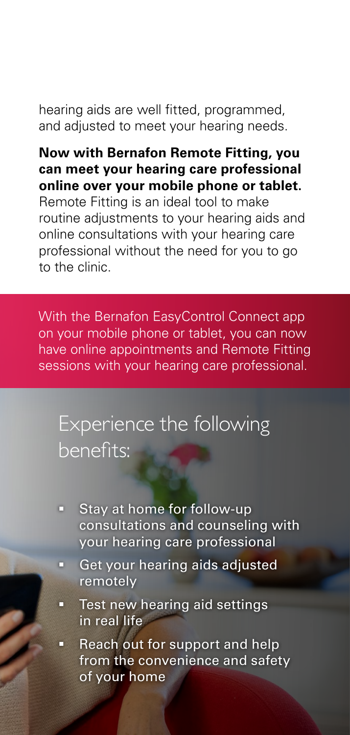hearing aids are well fitted, programmed, and adjusted to meet your hearing needs.

**Now with Bernafon Remote Fitting, you can meet your hearing care professional online over your mobile phone or tablet.** Remote Fitting is an ideal tool to make routine adjustments to your hearing aids and online consultations with your hearing care professional without the need for you to go to the clinic.

With the Bernafon EasyControl Connect app on your mobile phone or tablet, you can now have online appointments and Remote Fitting sessions with your hearing care professional.

## Experience the following benefits:

- Stay at home for follow-up consultations and counseling with your hearing care professional
- Get your hearing aids adjusted remotely
- Test new hearing aid settings in real life
- Reach out for support and help from the convenience and safety of your home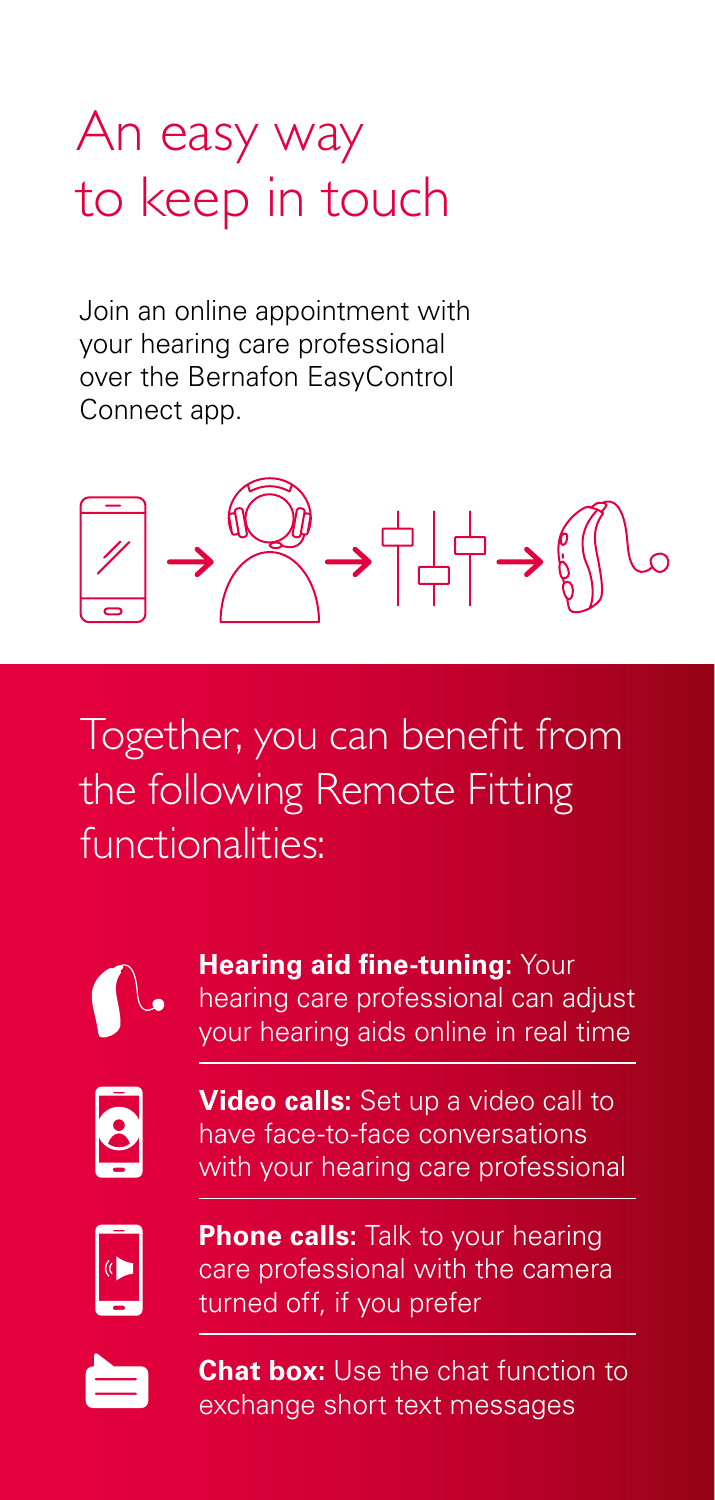# An easy way to keep in touch

Join an online appointment with your hearing care professional over the Bernafon EasyControl Connect app.

## Together, you can benefit from the following Remote Fitting functionalities:

**Hearing aid fine-tuning:** Your hearing care professional can adjust your hearing aids online in real time

**Video calls:** Set up a video call to have face-to-face conversations with your hearing care professional

**Phone calls:** Talk to your hearing care professional with the camera turned off, if you prefer

**Chat box:** Use the chat function to exchange short text messages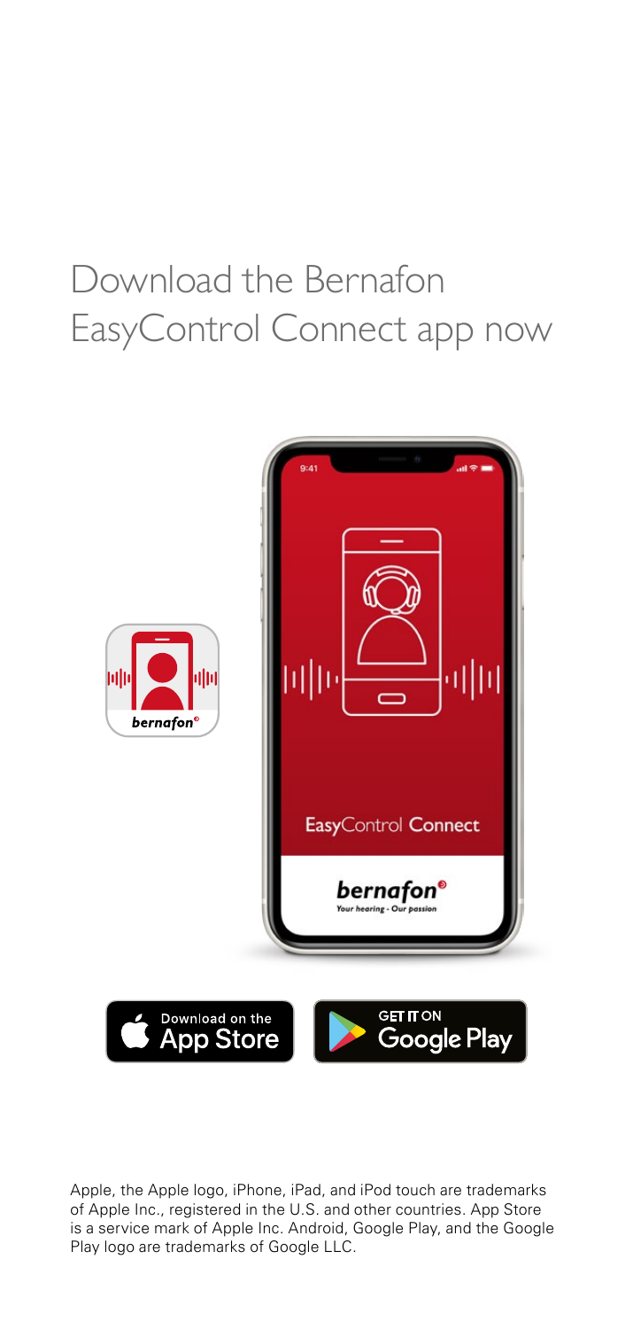# Download the Bernafon EasyControl Connect app now

Apple, the Apple logo, iPhone, iPad, and iPod touch are trademarks of Apple Inc., registered in the U.S. and other countries. App Store is a service mark of Apple Inc. Android, Google Play, and the Google Play logo are trademarks of Google LLC.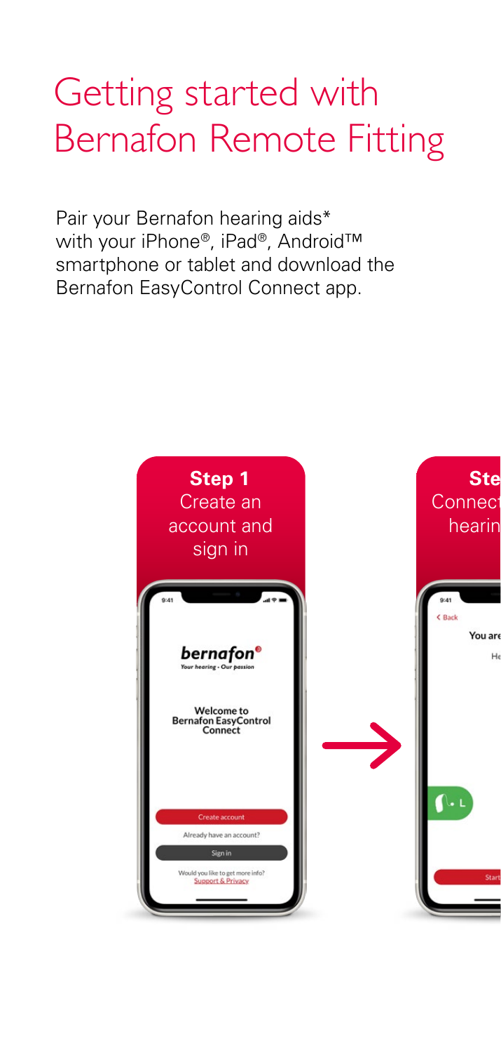# Getting started with Bernafon Remote Fitting

Pair your Bernafon hearing aids* with your iPhone®, iPad®, Android™ smartphone or tablet and download the Bernafon EasyControl Connect app.

**Step 1**
Create an account and sign in

**Ste**
Connect
hearin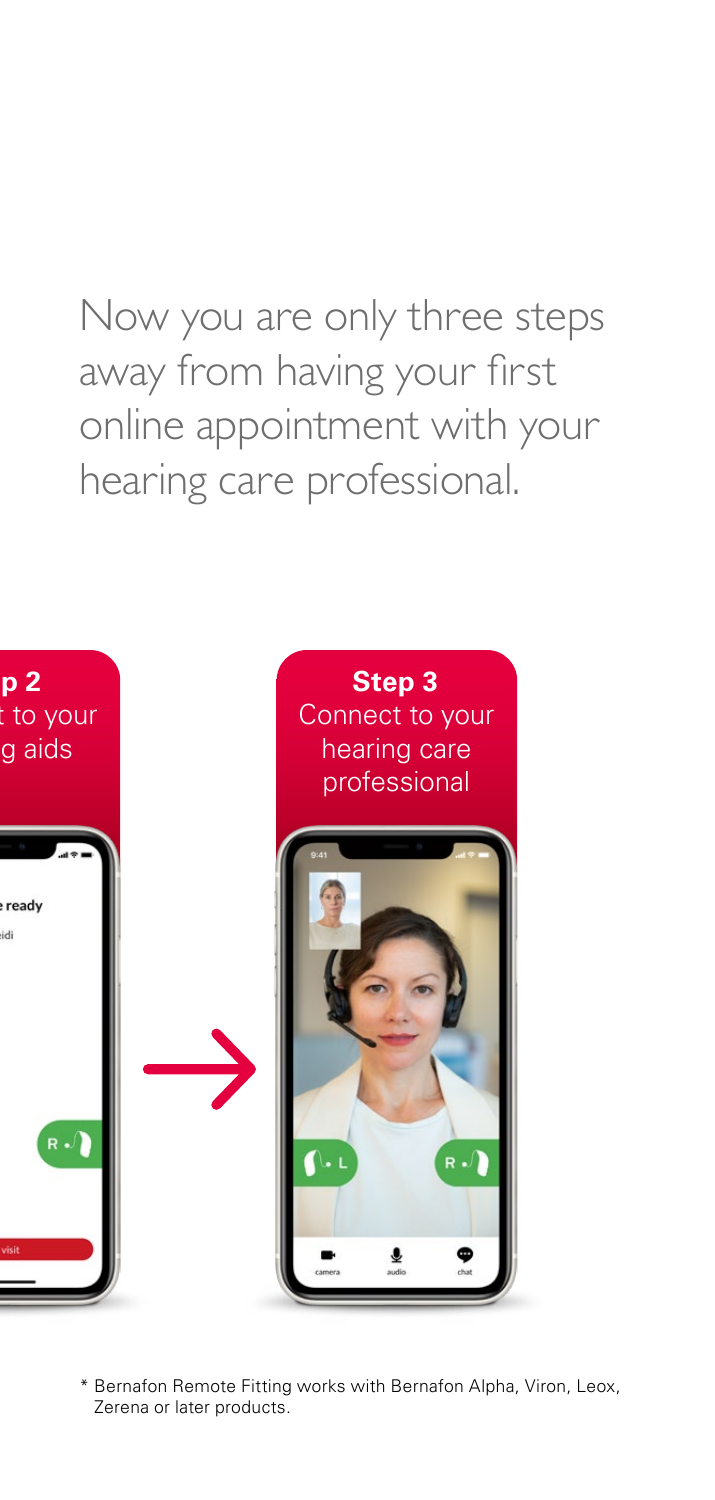Now you are only three steps away from having your first online appointment with your hearing care professional.

**p 2**
t to your
g aids

**Step 3**
Connect to your hearing care professional

* Bernafon Remote Fitting works with Bernafon Alpha, Viron, Leox, Zerena or later products.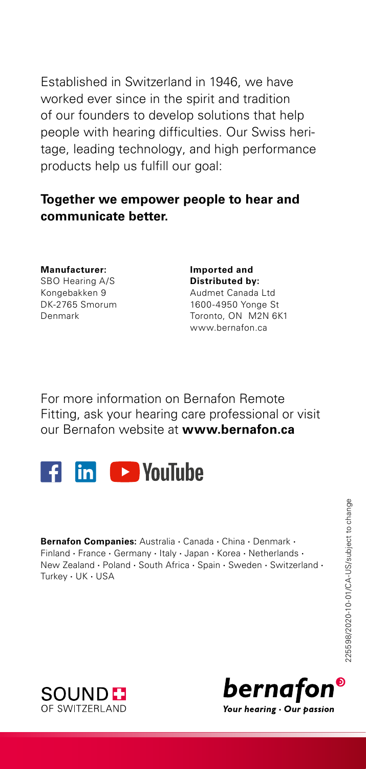Established in Switzerland in 1946, we have worked ever since in the spirit and tradition of our founders to develop solutions that help people with hearing difficulties. Our Swiss heritage, leading technology, and high performance products help us fulfill our goal:

**Together we empower people to hear and communicate better.**

**Manufacturer:**
SBO Hearing A/S
Kongebakken 9
DK-2765 Smorum
Denmark

**Imported and Distributed by:**
Audmet Canada Ltd
1600-4950 Yonge St
Toronto, ON M2N 6K1
www.bernafon.ca

For more information on Bernafon Remote Fitting, ask your hearing care professional or visit our Bernafon website at **www.bernafon.ca**

YouTube

**Bernafon Companies:** Australia · Canada · China · Denmark · Finland · France · Germany · Italy · Japan · Korea · Netherlands · New Zealand · Poland · South Africa · Spain · Sweden · Switzerland · Turkey · UK · USA

225598/2020-10-01/CA-US/subject to change

SOUND OF SWITZERLAND

bernafon
Your hearing · Our passion